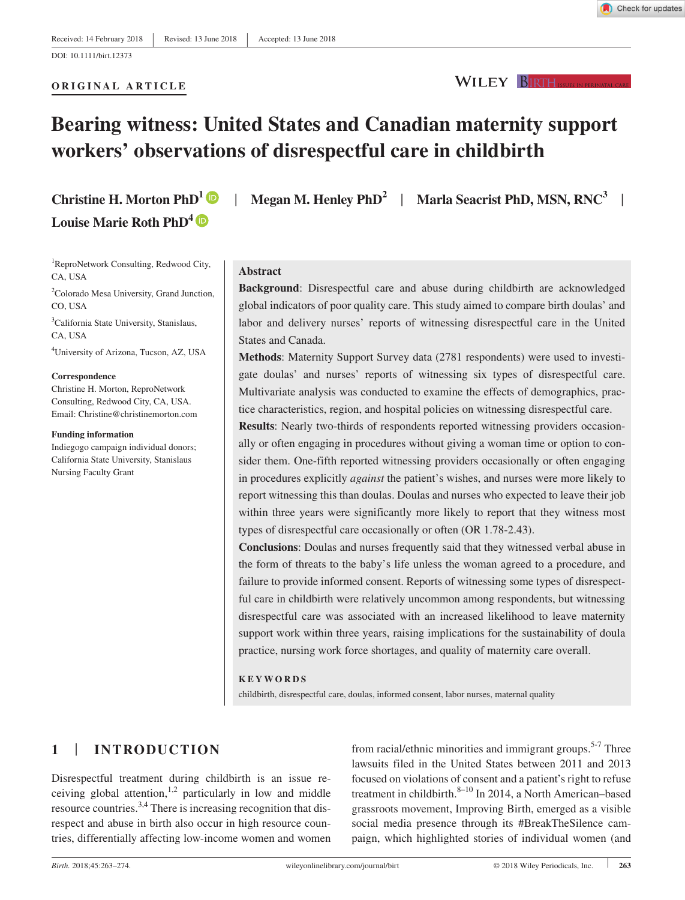Received: 14 February 2018 | Revised: 13 June 2018 | Accepted: 13 June 2018

DOI: 10.1111/birt.12373

ORIGINAL ARTICLE

# Bearing witness: United States and Canadian maternity support workers' observations of disrespectful care in childbirth

Christine H. Morton PhD[1] | Megan M. Henley PhD[2] | Marla Seacrist PhD, MSN, RNC[3] | Louise Marie Roth PhD[4]

[1]ReproNetwork Consulting, Redwood City, CA, USA

[2]Colorado Mesa University, Grand Junction, CO, USA

[3]California State University, Stanislaus, CA, USA

[4]University of Arizona, Tucson, AZ, USA

**Correspondence**
Christine H. Morton, ReproNetwork Consulting, Redwood City, CA, USA.
Email: Christine@christinemorton.com

**Funding information**
Indiegogo campaign individual donors; California State University, Stanislaus Nursing Faculty Grant

## Abstract

**Background**: Disrespectful care and abuse during childbirth are acknowledged global indicators of poor quality care. This study aimed to compare birth doulas' and labor and delivery nurses' reports of witnessing disrespectful care in the United States and Canada.

**Methods**: Maternity Support Survey data (2781 respondents) were used to investigate doulas' and nurses' reports of witnessing six types of disrespectful care. Multivariate analysis was conducted to examine the effects of demographics, practice characteristics, region, and hospital policies on witnessing disrespectful care.

**Results**: Nearly two-thirds of respondents reported witnessing providers occasionally or often engaging in procedures without giving a woman time or option to consider them. One-fifth reported witnessing providers occasionally or often engaging in procedures explicitly *against* the patient's wishes, and nurses were more likely to report witnessing this than doulas. Doulas and nurses who expected to leave their job within three years were significantly more likely to report that they witness most types of disrespectful care occasionally or often (OR 1.78-2.43).

**Conclusions**: Doulas and nurses frequently said that they witnessed verbal abuse in the form of threats to the baby's life unless the woman agreed to a procedure, and failure to provide informed consent. Reports of witnessing some types of disrespectful care in childbirth were relatively uncommon among respondents, but witnessing disrespectful care was associated with an increased likelihood to leave maternity support work within three years, raising implications for the sustainability of doula practice, nursing work force shortages, and quality of maternity care overall.

**KEYWORDS**

childbirth, disrespectful care, doulas, informed consent, labor nurses, maternal quality

## 1 | INTRODUCTION

Disrespectful treatment during childbirth is an issue receiving global attention,[1,2] particularly in low and middle resource countries.[3,4] There is increasing recognition that disrespect and abuse in birth also occur in high resource countries, differentially affecting low-income women and women from racial/ethnic minorities and immigrant groups.[5-7] Three lawsuits filed in the United States between 2011 and 2013 focused on violations of consent and a patient's right to refuse treatment in childbirth.[8–10] In 2014, a North American–based grassroots movement, Improving Birth, emerged as a visible social media presence through its #BreakTheSilence campaign, which highlighted stories of individual women (and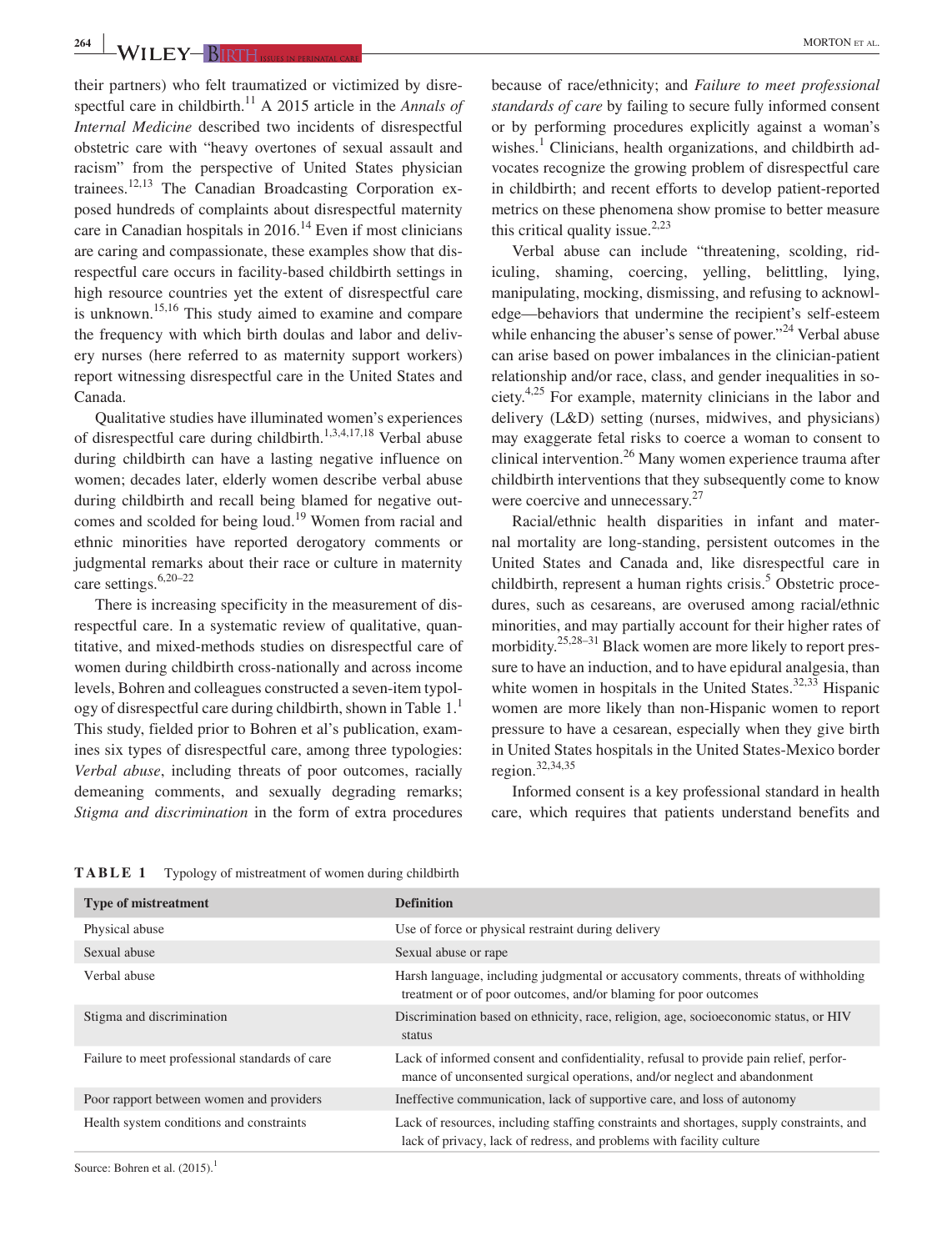their partners) who felt traumatized or victimized by disrespectful care in childbirth.[11] A 2015 article in the *Annals of Internal Medicine* described two incidents of disrespectful obstetric care with "heavy overtones of sexual assault and racism" from the perspective of United States physician trainees.[12,13] The Canadian Broadcasting Corporation exposed hundreds of complaints about disrespectful maternity care in Canadian hospitals in 2016.[14] Even if most clinicians are caring and compassionate, these examples show that disrespectful care occurs in facility-based childbirth settings in high resource countries yet the extent of disrespectful care is unknown.[15,16] This study aimed to examine and compare the frequency with which birth doulas and labor and delivery nurses (here referred to as maternity support workers) report witnessing disrespectful care in the United States and Canada.

Qualitative studies have illuminated women's experiences of disrespectful care during childbirth.[1,3,4,17,18] Verbal abuse during childbirth can have a lasting negative influence on women; decades later, elderly women describe verbal abuse during childbirth and recall being blamed for negative outcomes and scolded for being loud.[19] Women from racial and ethnic minorities have reported derogatory comments or judgmental remarks about their race or culture in maternity care settings.[6,20–22]

There is increasing specificity in the measurement of disrespectful care. In a systematic review of qualitative, quantitative, and mixed-methods studies on disrespectful care of women during childbirth cross-nationally and across income levels, Bohren and colleagues constructed a seven-item typology of disrespectful care during childbirth, shown in Table 1.[1] This study, fielded prior to Bohren et al's publication, examines six types of disrespectful care, among three typologies: *Verbal abuse*, including threats of poor outcomes, racially demeaning comments, and sexually degrading remarks; *Stigma and discrimination* in the form of extra procedures because of race/ethnicity; and *Failure to meet professional standards of care* by failing to secure fully informed consent or by performing procedures explicitly against a woman's wishes.[1] Clinicians, health organizations, and childbirth advocates recognize the growing problem of disrespectful care in childbirth; and recent efforts to develop patient-reported metrics on these phenomena show promise to better measure this critical quality issue.[2,23]

Verbal abuse can include "threatening, scolding, ridiculing, shaming, coercing, yelling, belittling, lying, manipulating, mocking, dismissing, and refusing to acknowledge—behaviors that undermine the recipient's self-esteem while enhancing the abuser's sense of power."[24] Verbal abuse can arise based on power imbalances in the clinician-patient relationship and/or race, class, and gender inequalities in society.[4,25] For example, maternity clinicians in the labor and delivery (L&D) setting (nurses, midwives, and physicians) may exaggerate fetal risks to coerce a woman to consent to clinical intervention.[26] Many women experience trauma after childbirth interventions that they subsequently come to know were coercive and unnecessary.[27]

Racial/ethnic health disparities in infant and maternal mortality are long-standing, persistent outcomes in the United States and Canada and, like disrespectful care in childbirth, represent a human rights crisis.[5] Obstetric procedures, such as cesareans, are overused among racial/ethnic minorities, and may partially account for their higher rates of morbidity.[25,28–31] Black women are more likely to report pressure to have an induction, and to have epidural analgesia, than white women in hospitals in the United States.[32,33] Hispanic women are more likely than non-Hispanic women to report pressure to have a cesarean, especially when they give birth in United States hospitals in the United States-Mexico border region.[32,34,35]

Informed consent is a key professional standard in health care, which requires that patients understand benefits and

**TABLE 1** Typology of mistreatment of women during childbirth

| Type of mistreatment | Definition |
|---|---|
| Physical abuse | Use of force or physical restraint during delivery |
| Sexual abuse | Sexual abuse or rape |
| Verbal abuse | Harsh language, including judgmental or accusatory comments, threats of withholding treatment or of poor outcomes, and/or blaming for poor outcomes |
| Stigma and discrimination | Discrimination based on ethnicity, race, religion, age, socioeconomic status, or HIV status |
| Failure to meet professional standards of care | Lack of informed consent and confidentiality, refusal to provide pain relief, performance of unconsented surgical operations, and/or neglect and abandonment |
| Poor rapport between women and providers | Ineffective communication, lack of supportive care, and loss of autonomy |
| Health system conditions and constraints | Lack of resources, including staffing constraints and shortages, supply constraints, and lack of privacy, lack of redress, and problems with facility culture |

Source: Bohren et al. (2015).[1]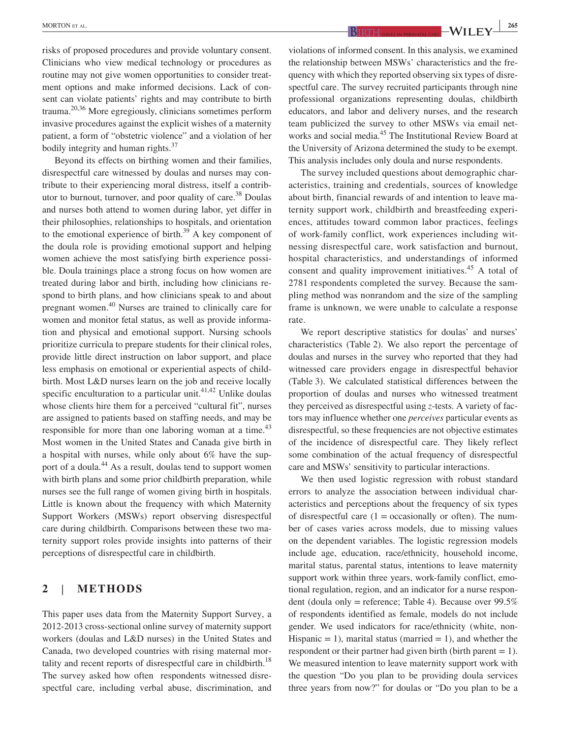risks of proposed procedures and provide voluntary consent. Clinicians who view medical technology or procedures as routine may not give women opportunities to consider treatment options and make informed decisions. Lack of consent can violate patients' rights and may contribute to birth trauma.[20,36] More egregiously, clinicians sometimes perform invasive procedures against the explicit wishes of a maternity patient, a form of "obstetric violence" and a violation of her bodily integrity and human rights.[37]

Beyond its effects on birthing women and their families, disrespectful care witnessed by doulas and nurses may contribute to their experiencing moral distress, itself a contributor to burnout, turnover, and poor quality of care.[38] Doulas and nurses both attend to women during labor, yet differ in their philosophies, relationships to hospitals, and orientation to the emotional experience of birth.[39] A key component of the doula role is providing emotional support and helping women achieve the most satisfying birth experience possible. Doula trainings place a strong focus on how women are treated during labor and birth, including how clinicians respond to birth plans, and how clinicians speak to and about pregnant women.[40] Nurses are trained to clinically care for women and monitor fetal status, as well as provide information and physical and emotional support. Nursing schools prioritize curricula to prepare students for their clinical roles, provide little direct instruction on labor support, and place less emphasis on emotional or experiential aspects of childbirth. Most L&D nurses learn on the job and receive locally specific enculturation to a particular unit.[41,42] Unlike doulas whose clients hire them for a perceived "cultural fit", nurses are assigned to patients based on staffing needs, and may be responsible for more than one laboring woman at a time.[43] Most women in the United States and Canada give birth in a hospital with nurses, while only about 6% have the support of a doula.[44] As a result, doulas tend to support women with birth plans and some prior childbirth preparation, while nurses see the full range of women giving birth in hospitals. Little is known about the frequency with which Maternity Support Workers (MSWs) report observing disrespectful care during childbirth. Comparisons between these two maternity support roles provide insights into patterns of their perceptions of disrespectful care in childbirth.

## 2 | METHODS

This paper uses data from the Maternity Support Survey, a 2012-2013 cross-sectional online survey of maternity support workers (doulas and L&D nurses) in the United States and Canada, two developed countries with rising maternal mortality and recent reports of disrespectful care in childbirth.[18] The survey asked how often respondents witnessed disrespectful care, including verbal abuse, discrimination, and violations of informed consent. In this analysis, we examined the relationship between MSWs' characteristics and the frequency with which they reported observing six types of disrespectful care. The survey recruited participants through nine professional organizations representing doulas, childbirth educators, and labor and delivery nurses, and the research team publicized the survey to other MSWs via email networks and social media.[45] The Institutional Review Board at the University of Arizona determined the study to be exempt. This analysis includes only doula and nurse respondents.

The survey included questions about demographic characteristics, training and credentials, sources of knowledge about birth, financial rewards of and intention to leave maternity support work, childbirth and breastfeeding experiences, attitudes toward common labor practices, feelings of work-family conflict, work experiences including witnessing disrespectful care, work satisfaction and burnout, hospital characteristics, and understandings of informed consent and quality improvement initiatives.[45] A total of 2781 respondents completed the survey. Because the sampling method was nonrandom and the size of the sampling frame is unknown, we were unable to calculate a response rate.

We report descriptive statistics for doulas' and nurses' characteristics (Table 2). We also report the percentage of doulas and nurses in the survey who reported that they had witnessed care providers engage in disrespectful behavior (Table 3). We calculated statistical differences between the proportion of doulas and nurses who witnessed treatment they perceived as disrespectful using $z$-tests. A variety of factors may influence whether one *perceives* particular events as disrespectful, so these frequencies are not objective estimates of the incidence of disrespectful care. They likely reflect some combination of the actual frequency of disrespectful care and MSWs' sensitivity to particular interactions.

We then used logistic regression with robust standard errors to analyze the association between individual characteristics and perceptions about the frequency of six types of disrespectful care (1 = occasionally or often). The number of cases varies across models, due to missing values on the dependent variables. The logistic regression models include age, education, race/ethnicity, household income, marital status, parental status, intentions to leave maternity support work within three years, work-family conflict, emotional regulation, region, and an indicator for a nurse respondent (doula only = reference; Table 4). Because over 99.5% of respondents identified as female, models do not include gender. We used indicators for race/ethnicity (white, non-Hispanic = 1), marital status (married = 1), and whether the respondent or their partner had given birth (birth parent = 1). We measured intention to leave maternity support work with the question "Do you plan to be providing doula services three years from now?" for doulas or "Do you plan to be a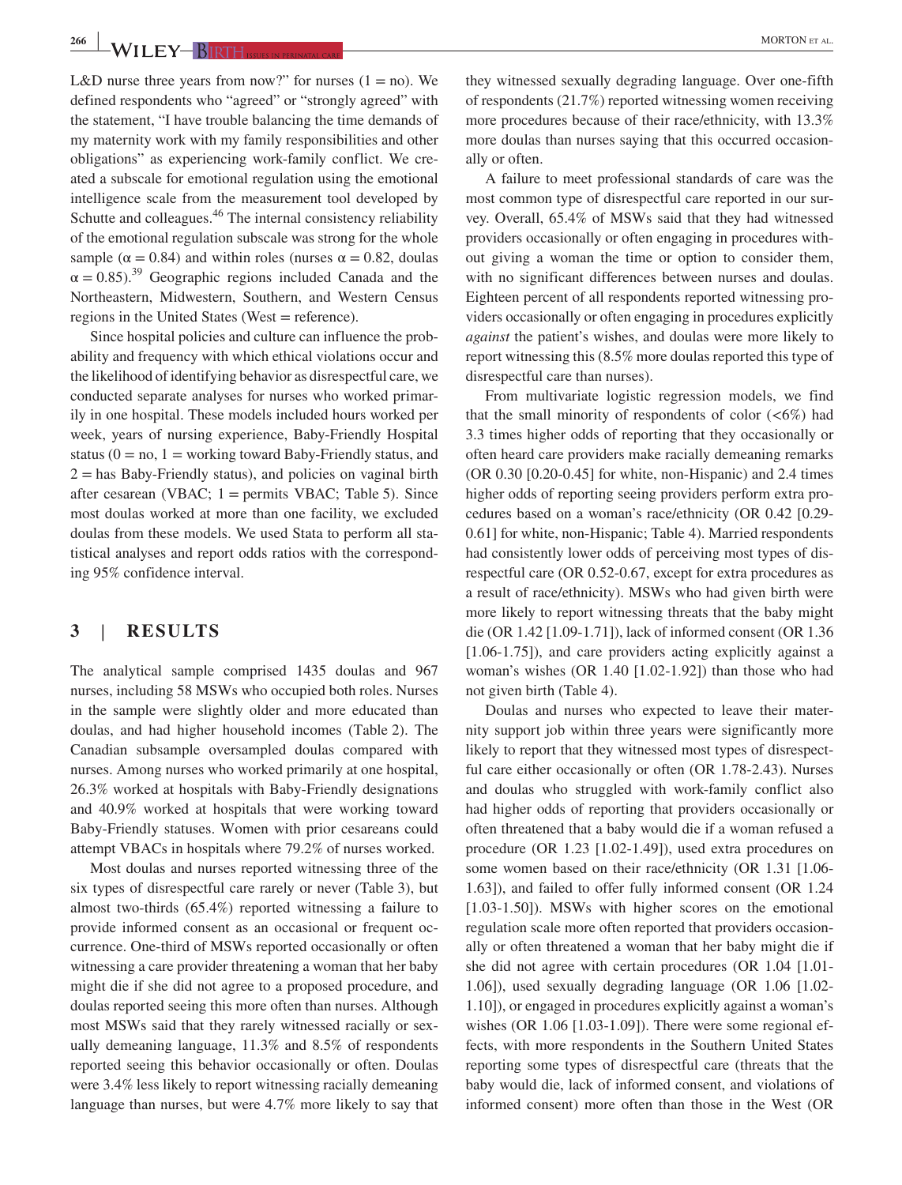L&D nurse three years from now?" for nurses (1 = no). We defined respondents who "agreed" or "strongly agreed" with the statement, "I have trouble balancing the time demands of my maternity work with my family responsibilities and other obligations" as experiencing work-family conflict. We created a subscale for emotional regulation using the emotional intelligence scale from the measurement tool developed by Schutte and colleagues.[46] The internal consistency reliability of the emotional regulation subscale was strong for the whole sample ($\alpha = 0.84$) and within roles (nurses $\alpha = 0.82$, doulas $\alpha = 0.85$).[39] Geographic regions included Canada and the Northeastern, Midwestern, Southern, and Western Census regions in the United States (West = reference).

Since hospital policies and culture can influence the probability and frequency with which ethical violations occur and the likelihood of identifying behavior as disrespectful care, we conducted separate analyses for nurses who worked primarily in one hospital. These models included hours worked per week, years of nursing experience, Baby-Friendly Hospital status (0 = no, 1 = working toward Baby-Friendly status, and 2 = has Baby-Friendly status), and policies on vaginal birth after cesarean (VBAC; 1 = permits VBAC; Table 5). Since most doulas worked at more than one facility, we excluded doulas from these models. We used Stata to perform all statistical analyses and report odds ratios with the corresponding 95% confidence interval.

## 3 | RESULTS

The analytical sample comprised 1435 doulas and 967 nurses, including 58 MSWs who occupied both roles. Nurses in the sample were slightly older and more educated than doulas, and had higher household incomes (Table 2). The Canadian subsample oversampled doulas compared with nurses. Among nurses who worked primarily at one hospital, 26.3% worked at hospitals with Baby-Friendly designations and 40.9% worked at hospitals that were working toward Baby-Friendly statuses. Women with prior cesareans could attempt VBACs in hospitals where 79.2% of nurses worked.

Most doulas and nurses reported witnessing three of the six types of disrespectful care rarely or never (Table 3), but almost two-thirds (65.4%) reported witnessing a failure to provide informed consent as an occasional or frequent occurrence. One-third of MSWs reported occasionally or often witnessing a care provider threatening a woman that her baby might die if she did not agree to a proposed procedure, and doulas reported seeing this more often than nurses. Although most MSWs said that they rarely witnessed racially or sexually demeaning language, 11.3% and 8.5% of respondents reported seeing this behavior occasionally or often. Doulas were 3.4% less likely to report witnessing racially demeaning language than nurses, but were 4.7% more likely to say that they witnessed sexually degrading language. Over one-fifth of respondents (21.7%) reported witnessing women receiving more procedures because of their race/ethnicity, with 13.3% more doulas than nurses saying that this occurred occasionally or often.

A failure to meet professional standards of care was the most common type of disrespectful care reported in our survey. Overall, 65.4% of MSWs said that they had witnessed providers occasionally or often engaging in procedures without giving a woman the time or option to consider them, with no significant differences between nurses and doulas. Eighteen percent of all respondents reported witnessing providers occasionally or often engaging in procedures explicitly *against* the patient's wishes, and doulas were more likely to report witnessing this (8.5% more doulas reported this type of disrespectful care than nurses).

From multivariate logistic regression models, we find that the small minority of respondents of color (<6%) had 3.3 times higher odds of reporting that they occasionally or often heard care providers make racially demeaning remarks (OR 0.30 [0.20-0.45] for white, non-Hispanic) and 2.4 times higher odds of reporting seeing providers perform extra procedures based on a woman's race/ethnicity (OR 0.42 [0.29-0.61] for white, non-Hispanic; Table 4). Married respondents had consistently lower odds of perceiving most types of disrespectful care (OR 0.52-0.67, except for extra procedures as a result of race/ethnicity). MSWs who had given birth were more likely to report witnessing threats that the baby might die (OR 1.42 [1.09-1.71]), lack of informed consent (OR 1.36 [1.06-1.75]), and care providers acting explicitly against a woman's wishes (OR 1.40 [1.02-1.92]) than those who had not given birth (Table 4).

Doulas and nurses who expected to leave their maternity support job within three years were significantly more likely to report that they witnessed most types of disrespectful care either occasionally or often (OR 1.78-2.43). Nurses and doulas who struggled with work-family conflict also had higher odds of reporting that providers occasionally or often threatened that a baby would die if a woman refused a procedure (OR 1.23 [1.02-1.49]), used extra procedures on some women based on their race/ethnicity (OR 1.31 [1.06-1.63]), and failed to offer fully informed consent (OR 1.24 [1.03-1.50]). MSWs with higher scores on the emotional regulation scale more often reported that providers occasionally or often threatened a woman that her baby might die if she did not agree with certain procedures (OR 1.04 [1.01-1.06]), used sexually degrading language (OR 1.06 [1.02-1.10]), or engaged in procedures explicitly against a woman's wishes (OR 1.06 [1.03-1.09]). There were some regional effects, with more respondents in the Southern United States reporting some types of disrespectful care (threats that the baby would die, lack of informed consent, and violations of informed consent) more often than those in the West (OR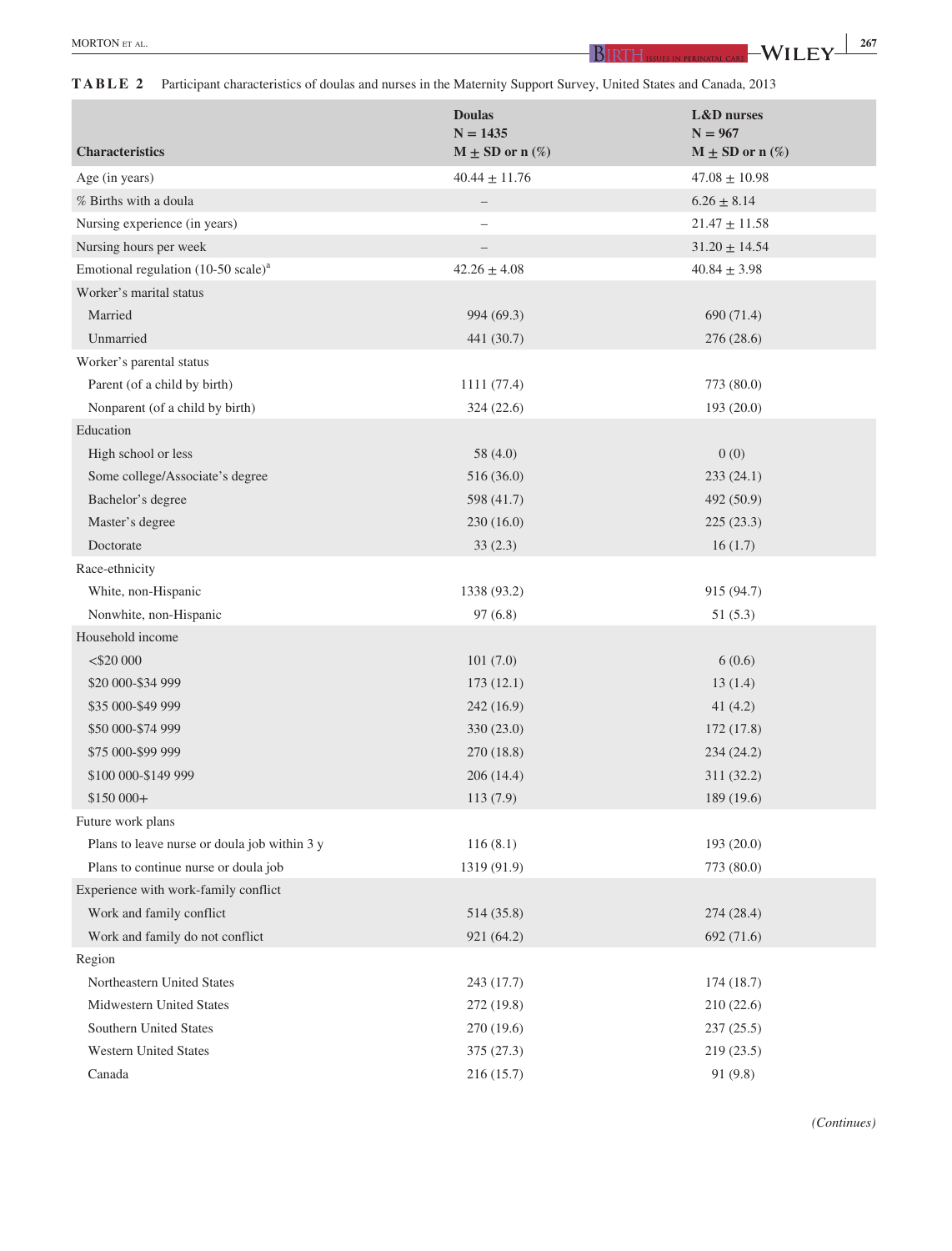**TABLE 2** Participant characteristics of doulas and nurses in the Maternity Support Survey, United States and Canada, 2013

| Characteristics | Doulas N = 1435 M ± SD or n (%) | L&D nurses N = 967 M ± SD or n (%) |
|---|---|---|
| Age (in years) | 40.44 ± 11.76 | 47.08 ± 10.98 |
| % Births with a doula | – | 6.26 ± 8.14 |
| Nursing experience (in years) | – | 21.47 ± 11.58 |
| Nursing hours per week | – | 31.20 ± 14.54 |
| Emotional regulation (10-50 scale)[a] | 42.26 ± 4.08 | 40.84 ± 3.98 |
| Worker's marital status | | |
| Married | 994 (69.3) | 690 (71.4) |
| Unmarried | 441 (30.7) | 276 (28.6) |
| Worker's parental status | | |
| Parent (of a child by birth) | 1111 (77.4) | 773 (80.0) |
| Nonparent (of a child by birth) | 324 (22.6) | 193 (20.0) |
| Education | | |
| High school or less | 58 (4.0) | 0 (0) |
| Some college/Associate's degree | 516 (36.0) | 233 (24.1) |
| Bachelor's degree | 598 (41.7) | 492 (50.9) |
| Master's degree | 230 (16.0) | 225 (23.3) |
| Doctorate | 33 (2.3) | 16 (1.7) |
| Race-ethnicity | | |
| White, non-Hispanic | 1338 (93.2) | 915 (94.7) |
| Nonwhite, non-Hispanic | 97 (6.8) | 51 (5.3) |
| Household income | | |
| <$20 000 | 101 (7.0) | 6 (0.6) |
| $20 000-$34 999 | 173 (12.1) | 13 (1.4) |
| $35 000-$49 999 | 242 (16.9) | 41 (4.2) |
| $50 000-$74 999 | 330 (23.0) | 172 (17.8) |
| $75 000-$99 999 | 270 (18.8) | 234 (24.2) |
| $100 000-$149 999 | 206 (14.4) | 311 (32.2) |
| $150 000+ | 113 (7.9) | 189 (19.6) |
| Future work plans | | |
| Plans to leave nurse or doula job within 3 y | 116 (8.1) | 193 (20.0) |
| Plans to continue nurse or doula job | 1319 (91.9) | 773 (80.0) |
| Experience with work-family conflict | | |
| Work and family conflict | 514 (35.8) | 274 (28.4) |
| Work and family do not conflict | 921 (64.2) | 692 (71.6) |
| Region | | |
| Northeastern United States | 243 (17.7) | 174 (18.7) |
| Midwestern United States | 272 (19.8) | 210 (22.6) |
| Southern United States | 270 (19.6) | 237 (25.5) |
| Western United States | 375 (27.3) | 219 (23.5) |
| Canada | 216 (15.7) | 91 (9.8) |

*(Continues)*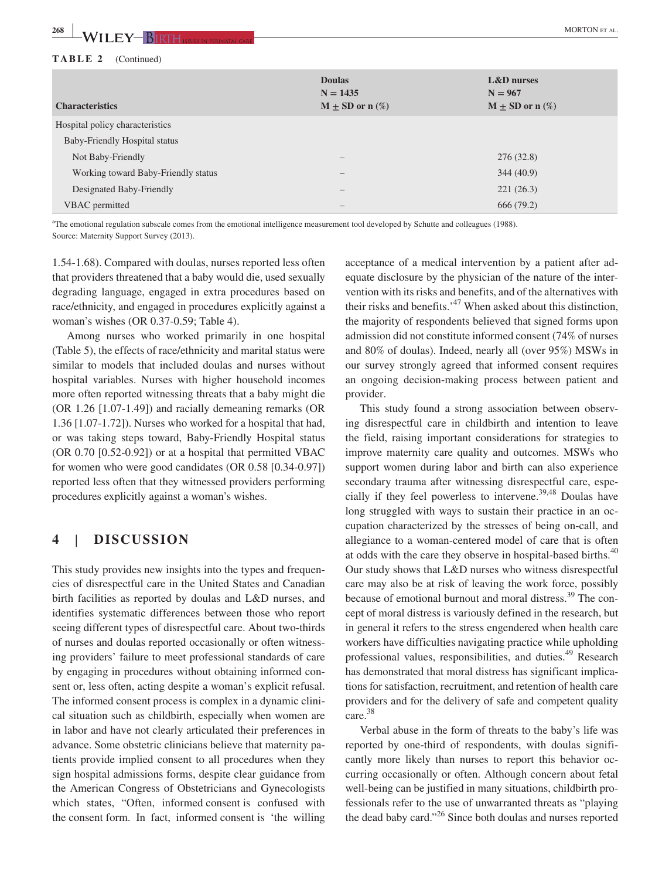**TABLE 2** (Continued)

| Characteristics | Doulas N = 1435 M ± SD or n (%) | L&D nurses N = 967 M ± SD or n (%) |
|---|---|---|
| Hospital policy characteristics | | |
| Baby-Friendly Hospital status | | |
| Not Baby-Friendly | – | 276 (32.8) |
| Working toward Baby-Friendly status | – | 344 (40.9) |
| Designated Baby-Friendly | – | 221 (26.3) |
| VBAC permitted | – | 666 (79.2) |

[a]The emotional regulation subscale comes from the emotional intelligence measurement tool developed by Schutte and colleagues (1988).
Source: Maternity Support Survey (2013).

1.54-1.68). Compared with doulas, nurses reported less often that providers threatened that a baby would die, used sexually degrading language, engaged in extra procedures based on race/ethnicity, and engaged in procedures explicitly against a woman's wishes (OR 0.37-0.59; Table 4).

Among nurses who worked primarily in one hospital (Table 5), the effects of race/ethnicity and marital status were similar to models that included doulas and nurses without hospital variables. Nurses with higher household incomes more often reported witnessing threats that a baby might die (OR 1.26 [1.07-1.49]) and racially demeaning remarks (OR 1.36 [1.07-1.72]). Nurses who worked for a hospital that had, or was taking steps toward, Baby-Friendly Hospital status (OR 0.70 [0.52-0.92]) or at a hospital that permitted VBAC for women who were good candidates (OR 0.58 [0.34-0.97]) reported less often that they witnessed providers performing procedures explicitly against a woman's wishes.

## 4 | DISCUSSION

This study provides new insights into the types and frequencies of disrespectful care in the United States and Canadian birth facilities as reported by doulas and L&D nurses, and identifies systematic differences between those who report seeing different types of disrespectful care. About two-thirds of nurses and doulas reported occasionally or often witnessing providers' failure to meet professional standards of care by engaging in procedures without obtaining informed consent or, less often, acting despite a woman's explicit refusal. The informed consent process is complex in a dynamic clinical situation such as childbirth, especially when women are in labor and have not clearly articulated their preferences in advance. Some obstetric clinicians believe that maternity patients provide implied consent to all procedures when they sign hospital admissions forms, despite clear guidance from the American Congress of Obstetricians and Gynecologists which states, "Often, informed consent is confused with the consent form. In fact, informed consent is 'the willing acceptance of a medical intervention by a patient after adequate disclosure by the physician of the nature of the intervention with its risks and benefits, and of the alternatives with their risks and benefits.'[47] When asked about this distinction, the majority of respondents believed that signed forms upon admission did not constitute informed consent (74% of nurses and 80% of doulas). Indeed, nearly all (over 95%) MSWs in our survey strongly agreed that informed consent requires an ongoing decision-making process between patient and provider.

This study found a strong association between observing disrespectful care in childbirth and intention to leave the field, raising important considerations for strategies to improve maternity care quality and outcomes. MSWs who support women during labor and birth can also experience secondary trauma after witnessing disrespectful care, especially if they feel powerless to intervene.[39,48] Doulas have long struggled with ways to sustain their practice in an occupation characterized by the stresses of being on-call, and allegiance to a woman-centered model of care that is often at odds with the care they observe in hospital-based births.[40] Our study shows that L&D nurses who witness disrespectful care may also be at risk of leaving the work force, possibly because of emotional burnout and moral distress.[39] The concept of moral distress is variously defined in the research, but in general it refers to the stress engendered when health care workers have difficulties navigating practice while upholding professional values, responsibilities, and duties.[49] Research has demonstrated that moral distress has significant implications for satisfaction, recruitment, and retention of health care providers and for the delivery of safe and competent quality care.[38]

Verbal abuse in the form of threats to the baby's life was reported by one-third of respondents, with doulas significantly more likely than nurses to report this behavior occurring occasionally or often. Although concern about fetal well-being can be justified in many situations, childbirth professionals refer to the use of unwarranted threats as "playing the dead baby card."[26] Since both doulas and nurses reported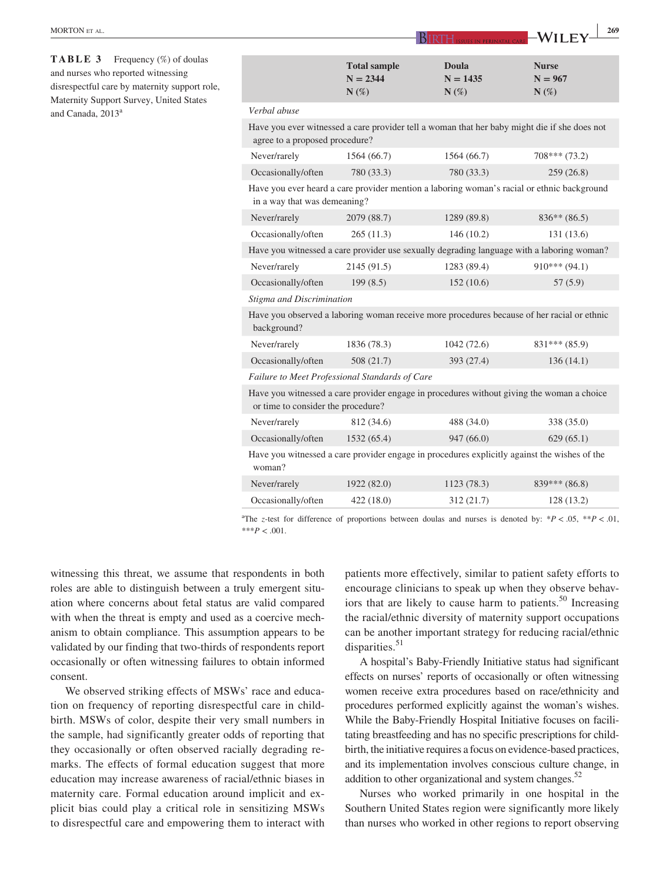**TABLE 3** Frequency (%) of doulas and nurses who reported witnessing disrespectful care by maternity support role, Maternity Support Survey, United States and Canada, 2013[a]

| | Total sample N = 2344 N (%) | Doula N = 1435 N (%) | Nurse N = 967 N (%) |
|---|---|---|---|
| *Verbal abuse* | | | |
| Have you ever witnessed a care provider tell a woman that her baby might die if she does not agree to a proposed procedure? | | | |
| Never/rarely | 1564 (66.7) | 1564 (66.7) | 708*** (73.2) |
| Occasionally/often | 780 (33.3) | 780 (33.3) | 259 (26.8) |
| Have you ever heard a care provider mention a laboring woman's racial or ethnic background in a way that was demeaning? | | | |
| Never/rarely | 2079 (88.7) | 1289 (89.8) | 836** (86.5) |
| Occasionally/often | 265 (11.3) | 146 (10.2) | 131 (13.6) |
| Have you witnessed a care provider use sexually degrading language with a laboring woman? | | | |
| Never/rarely | 2145 (91.5) | 1283 (89.4) | 910*** (94.1) |
| Occasionally/often | 199 (8.5) | 152 (10.6) | 57 (5.9) |
| *Stigma and Discrimination* | | | |
| Have you observed a laboring woman receive more procedures because of her racial or ethnic background? | | | |
| Never/rarely | 1836 (78.3) | 1042 (72.6) | 831*** (85.9) |
| Occasionally/often | 508 (21.7) | 393 (27.4) | 136 (14.1) |
| *Failure to Meet Professional Standards of Care* | | | |
| Have you witnessed a care provider engage in procedures without giving the woman a choice or time to consider the procedure? | | | |
| Never/rarely | 812 (34.6) | 488 (34.0) | 338 (35.0) |
| Occasionally/often | 1532 (65.4) | 947 (66.0) | 629 (65.1) |
| Have you witnessed a care provider engage in procedures explicitly against the wishes of the woman? | | | |
| Never/rarely | 1922 (82.0) | 1123 (78.3) | 839*** (86.8) |
| Occasionally/often | 422 (18.0) | 312 (21.7) | 128 (13.2) |

[a]The *z*-test for difference of proportions between doulas and nurses is denoted by: $^{*}P < .05$, $^{**}P < .01$, $^{***}P < .001$.

witnessing this threat, we assume that respondents in both roles are able to distinguish between a truly emergent situation where concerns about fetal status are valid compared with when the threat is empty and used as a coercive mechanism to obtain compliance. This assumption appears to be validated by our finding that two-thirds of respondents report occasionally or often witnessing failures to obtain informed consent.

We observed striking effects of MSWs' race and education on frequency of reporting disrespectful care in childbirth. MSWs of color, despite their very small numbers in the sample, had significantly greater odds of reporting that they occasionally or often observed racially degrading remarks. The effects of formal education suggest that more education may increase awareness of racial/ethnic biases in maternity care. Formal education around implicit and explicit bias could play a critical role in sensitizing MSWs to disrespectful care and empowering them to interact with patients more effectively, similar to patient safety efforts to encourage clinicians to speak up when they observe behaviors that are likely to cause harm to patients.[50] Increasing the racial/ethnic diversity of maternity support occupations can be another important strategy for reducing racial/ethnic disparities.[51]

A hospital's Baby-Friendly Initiative status had significant effects on nurses' reports of occasionally or often witnessing women receive extra procedures based on race/ethnicity and procedures performed explicitly against the woman's wishes. While the Baby-Friendly Hospital Initiative focuses on facilitating breastfeeding and has no specific prescriptions for childbirth, the initiative requires a focus on evidence-based practices, and its implementation involves conscious culture change, in addition to other organizational and system changes.[52]

Nurses who worked primarily in one hospital in the Southern United States region were significantly more likely than nurses who worked in other regions to report observing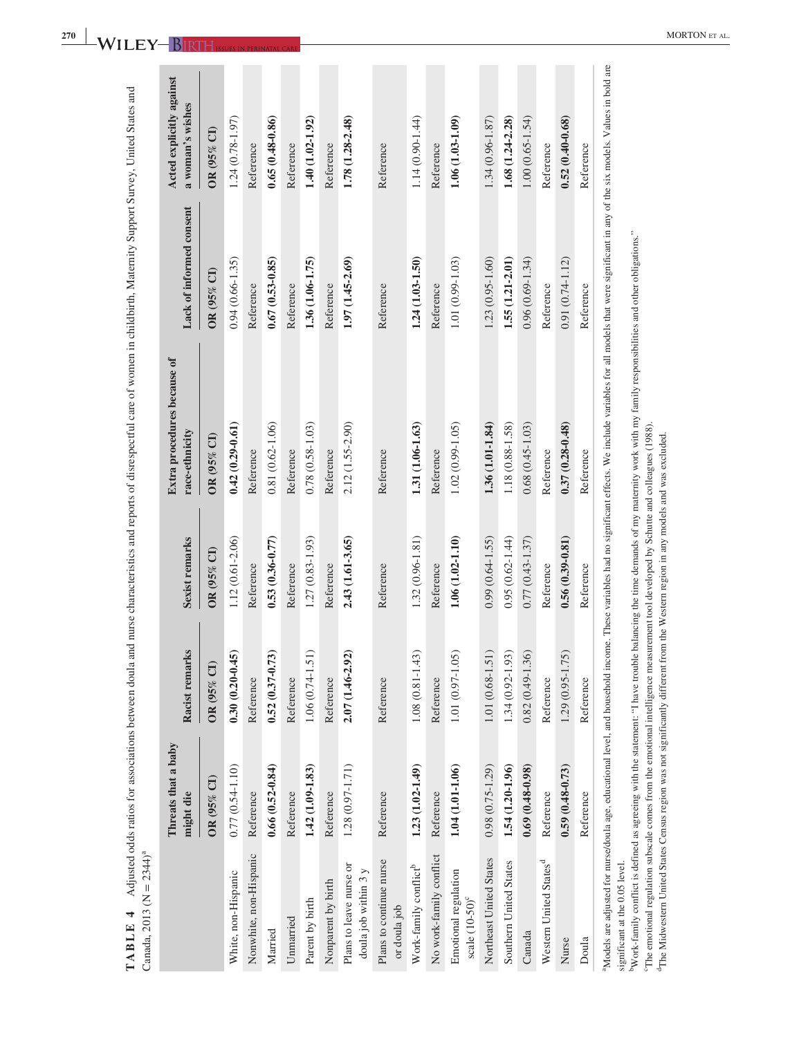**TABLE 4** Adjusted odds ratios for associations between doula and nurse characteristics and reports of disrespectful care of women in childbirth, Maternity Support Survey, United States and Canada, 2013 (N = 2344)[a]

| | Threats that a baby might die | Racist remarks | Sexist remarks | Extra procedures because of race-ethnicity | Lack of informed consent | Acted explicitly against a woman's wishes |
|---|---|---|---|---|---|---|
| | **OR (95% CI)** | **OR (95% CI)** | **OR (95% CI)** | **OR (95% CI)** | **OR (95% CI)** | **OR (95% CI)** |
| White, non-Hispanic | 0.77 (0.54-1.10) | **0.30 (0.20-0.45)** | 1.12 (0.61-2.06) | **0.42 (0.29-0.61)** | 0.94 (0.66-1.35) | 1.24 (0.78-1.97) |
| Nonwhite, non-Hispanic | Reference | Reference | Reference | Reference | Reference | Reference |
| Married | **0.66 (0.52-0.84)** | **0.52 (0.37-0.73)** | **0.53 (0.36-0.77)** | 0.81 (0.62-1.06) | **0.67 (0.53-0.85)** | **0.65 (0.48-0.86)** |
| Unmarried | Reference | Reference | Reference | Reference | Reference | Reference |
| Parent by birth | **1.42 (1.09-1.83)** | 1.06 (0.74-1.51) | 1.27 (0.83-1.93) | 0.78 (0.58-1.03) | **1.36 (1.06-1.75)** | **1.40 (1.02-1.92)** |
| Nonparent by birth | Reference | Reference | Reference | Reference | Reference | Reference |
| Plans to leave nurse or doula job within 3 y | 1.28 (0.97-1.71) | **2.07 (1.46-2.92)** | **2.43 (1.61-3.65)** | 2.12 (1.55-2.90) | **1.97 (1.45-2.69)** | **1.78 (1.28-2.48)** |
| Plans to continue nurse or doula job | Reference | Reference | Reference | Reference | Reference | Reference |
| Work-family conflict[b] | **1.23 (1.02-1.49)** | 1.08 (0.81-1.43) | 1.32 (0.96-1.81) | **1.31 (1.06-1.63)** | **1.24 (1.03-1.50)** | 1.14 (0.90-1.44) |
| No work-family conflict | Reference | Reference | Reference | Reference | Reference | Reference |
| Emotional regulation scale (10-50)[c] | **1.04 (1.01-1.06)** | 1.01 (0.97-1.05) | **1.06 (1.02-1.10)** | 1.02 (0.99-1.05) | 1.01 (0.99-1.03) | **1.06 (1.03-1.09)** |
| Northeast United States | 0.98 (0.75-1.29) | 1.01 (0.68-1.51) | 0.99 (0.64-1.55) | **1.36 (1.01-1.84)** | 1.23 (0.95-1.60) | 1.34 (0.96-1.87) |
| Southern United States | **1.54 (1.20-1.96)** | 1.34 (0.92-1.93) | 0.95 (0.62-1.44) | 1.18 (0.88-1.58) | **1.55 (1.21-2.01)** | **1.68 (1.24-2.28)** |
| Canada | **0.69 (0.48-0.98)** | 0.82 (0.49-1.36) | 0.77 (0.43-1.37) | 0.68 (0.45-1.03) | 0.96 (0.69-1.34) | 1.00 (0.65-1.54) |
| Western United States[d] | Reference | Reference | Reference | Reference | Reference | Reference |
| Nurse | **0.59 (0.48-0.73)** | 1.29 (0.95-1.75) | **0.56 (0.39-0.81)** | **0.37 (0.28-0.48)** | 0.91 (0.74-1.12) | **0.52 (0.40-0.68)** |
| Doula | Reference | Reference | Reference | Reference | Reference | Reference |

[a]Models are adjusted for nurse/doula age, educational level, and household income. These variables had no significant effects. We include variables for all models that were significant in any of the six models. Values in bold are significant at the 0.05 level.

[b]Work-family conflict is defined as agreeing with the statement: "I have trouble balancing the time demands of my maternity work with my family responsibilities and other obligations."

[c]The emotional regulation subscale comes from the emotional intelligence measurement tool developed by Schutte and colleagues (1988).

[d]The Midwestern United States Census region was not significantly different from the Western region in any models and was excluded.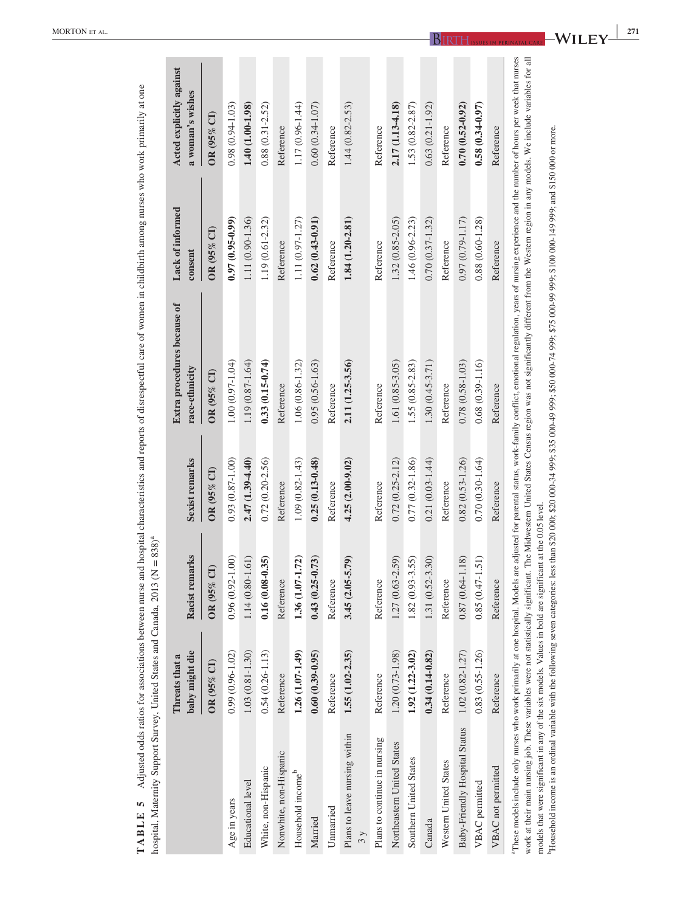**TABLE 5** Adjusted odds ratios for associations between nurse and hospital characteristics and reports of disrespectful care of women in childbirth among nurses who work primarily at one hospital, Maternity Support Survey, United States and Canada, 2013 (N = 838)[a]

| | Threats that a baby might die | Racist remarks | Sexist remarks | Extra procedures because of race-ethnicity | Lack of informed consent | Acted explicitly against a woman's wishes |
|---|---|---|---|---|---|---|
| | OR (95% CI) | OR (95% CI) | OR (95% CI) | OR (95% CI) | OR (95% CI) | OR (95% CI) |
| Age in years | 0.99 (0.96-1.02) | 0.96 (0.92-1.00) | 0.93 (0.87-1.00) | 1.00 (0.97-1.04) | **0.97 (0.95-0.99)** | 0.98 (0.94-1.03) |
| Educational level | 1.03 (0.81-1.30) | 1.14 (0.80-1.61) | **2.47 (1.39-4.40)** | 1.19 (0.87-1.64) | 1.11 (0.90-1.36) | **1.40 (1.00-1.98)** |
| White, non-Hispanic | 0.54 (0.26-1.13) | **0.16 (0.08-0.35)** | 0.72 (0.20-2.56) | **0.33 (0.15-0.74)** | 1.19 (0.61-2.32) | 0.88 (0.31-2.52) |
| Nonwhite, non-Hispanic | Reference | Reference | Reference | Reference | Reference | Reference |
| Household income[b] | **1.26 (1.07-1.49)** | **1.36 (1.07-1.72)** | 1.09 (0.82-1.43) | 1.06 (0.86-1.32) | 1.11 (0.97-1.27) | 1.17 (0.96-1.44) |
| Married | **0.60 (0.39-0.95)** | **0.43 (0.25-0.73)** | **0.25 (0.13-0.48)** | 0.95 (0.56-1.63) | **0.62 (0.43-0.91)** | 0.60 (0.34-1.07) |
| Unmarried | Reference | Reference | Reference | Reference | Reference | Reference |
| Plans to leave nursing within 3 y | **1.55 (1.02-2.35)** | **3.45 (2.05-5.79)** | **4.25 (2.00-9.02)** | **2.11 (1.25-3.56)** | **1.84 (1.20-2.81)** | 1.44 (0.82-2.53) |
| Plans to continue in nursing | Reference | Reference | Reference | Reference | Reference | Reference |
| Northeastern United States | 1.20 (0.73-1.98) | 1.27 (0.63-2.59) | 0.72 (0.25-2.12) | 1.61 (0.85-3.05) | 1.32 (0.85-2.05) | **2.17 (1.13-4.18)** |
| Southern United States | **1.92 (1.22-3.02)** | 1.82 (0.93-3.55) | 0.77 (0.32-1.86) | 1.55 (0.85-2.83) | 1.46 (0.96-2.23) | 1.53 (0.82-2.87) |
| Canada | **0.34 (0.14-0.82)** | 1.31 (0.52-3.30) | 0.21 (0.03-1.44) | 1.30 (0.45-3.71) | 0.70 (0.37-1.32) | 0.63 (0.21-1.92) |
| Western United States | Reference | Reference | Reference | Reference | Reference | Reference |
| Baby-Friendly Hospital Status | 1.02 (0.82-1.27) | 0.87 (0.64-1.18) | 0.82 (0.53-1.26) | 0.78 (0.58-1.03) | 0.97 (0.79-1.17) | **0.70 (0.52-0.92)** |
| VBAC permitted | 0.83 (0.55-1.26) | 0.85 (0.47-1.51) | 0.70 (0.30-1.64) | 0.68 (0.39-1.16) | 0.88 (0.60-1.28) | **0.58 (0.34-0.97)** |
| VBAC not permitted | Reference | Reference | Reference | Reference | Reference | Reference |

[a]These models include only nurses who work primarily at one hospital. Models are adjusted for parental status, work-family conflict, emotional regulation, years of nursing experience and the number of hours per week that nurses work at their main nursing job. These variables were not statistically significant. The Midwestern United States Census region was not significantly different from the Western region in any models. We include variables for all models that were significant in any of the six models. Values in bold are significant at the 0.05 level.

[b]Household income is an ordinal variable with the following seven categories: less than $20 000; $20 000-34 999; $35 000-49 999; $50 000-74 999; $75 000-99 999; $100 000-149 999; and $150 000 or more.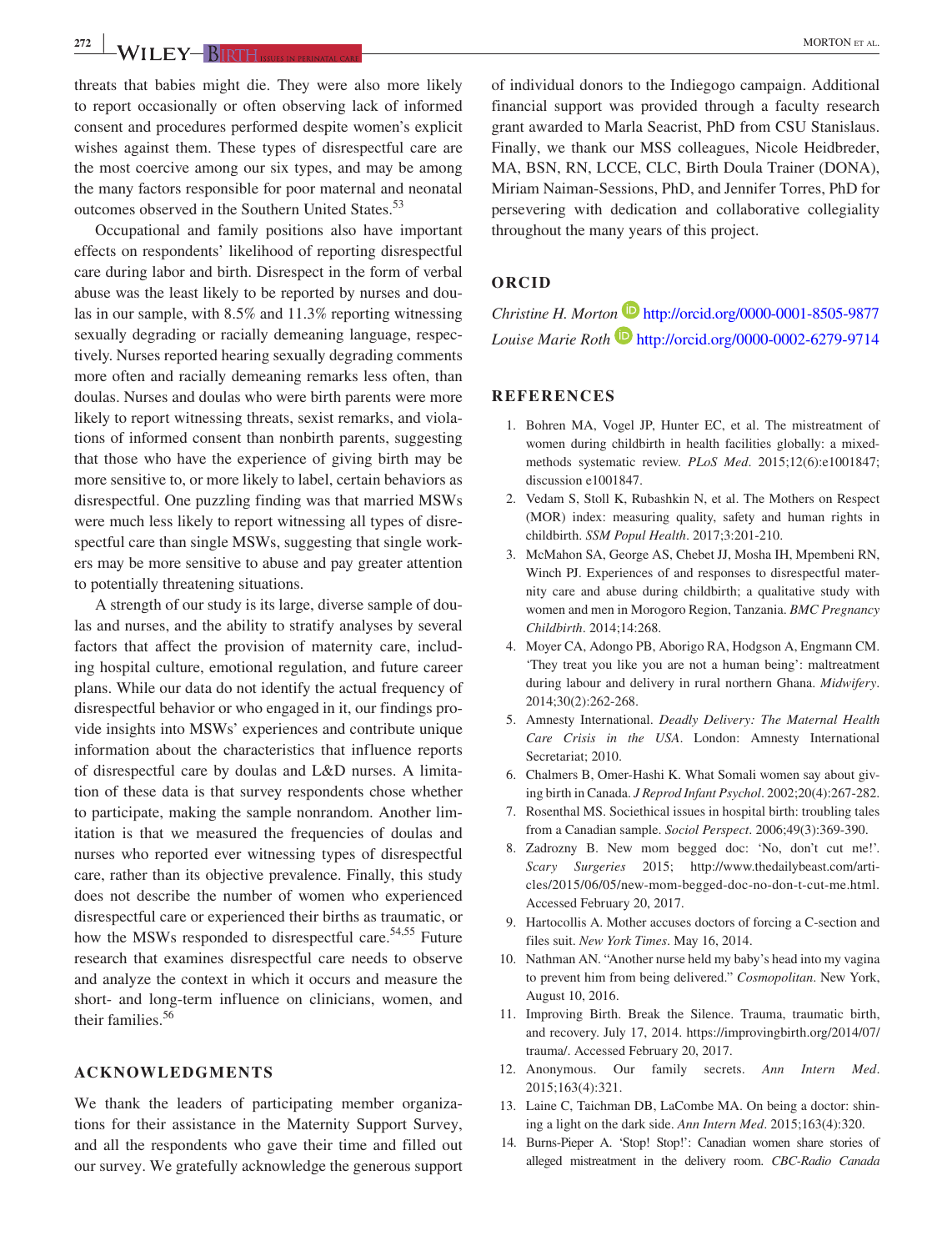threats that babies might die. They were also more likely to report occasionally or often observing lack of informed consent and procedures performed despite women's explicit wishes against them. These types of disrespectful care are the most coercive among our six types, and may be among the many factors responsible for poor maternal and neonatal outcomes observed in the Southern United States.[53]

Occupational and family positions also have important effects on respondents' likelihood of reporting disrespectful care during labor and birth. Disrespect in the form of verbal abuse was the least likely to be reported by nurses and doulas in our sample, with 8.5% and 11.3% reporting witnessing sexually degrading or racially demeaning language, respectively. Nurses reported hearing sexually degrading comments more often and racially demeaning remarks less often, than doulas. Nurses and doulas who were birth parents were more likely to report witnessing threats, sexist remarks, and violations of informed consent than nonbirth parents, suggesting that those who have the experience of giving birth may be more sensitive to, or more likely to label, certain behaviors as disrespectful. One puzzling finding was that married MSWs were much less likely to report witnessing all types of disrespectful care than single MSWs, suggesting that single workers may be more sensitive to abuse and pay greater attention to potentially threatening situations.

A strength of our study is its large, diverse sample of doulas and nurses, and the ability to stratify analyses by several factors that affect the provision of maternity care, including hospital culture, emotional regulation, and future career plans. While our data do not identify the actual frequency of disrespectful behavior or who engaged in it, our findings provide insights into MSWs' experiences and contribute unique information about the characteristics that influence reports of disrespectful care by doulas and L&D nurses. A limitation of these data is that survey respondents chose whether to participate, making the sample nonrandom. Another limitation is that we measured the frequencies of doulas and nurses who reported ever witnessing types of disrespectful care, rather than its objective prevalence. Finally, this study does not describe the number of women who experienced disrespectful care or experienced their births as traumatic, or how the MSWs responded to disrespectful care.[54,55] Future research that examines disrespectful care needs to observe and analyze the context in which it occurs and measure the short- and long-term influence on clinicians, women, and their families.[56]

## ACKNOWLEDGMENTS

We thank the leaders of participating member organizations for their assistance in the Maternity Support Survey, and all the respondents who gave their time and filled out our survey. We gratefully acknowledge the generous support of individual donors to the Indiegogo campaign. Additional financial support was provided through a faculty research grant awarded to Marla Seacrist, PhD from CSU Stanislaus. Finally, we thank our MSS colleagues, Nicole Heidbreder, MA, BSN, RN, LCCE, CLC, Birth Doula Trainer (DONA), Miriam Naiman-Sessions, PhD, and Jennifer Torres, PhD for persevering with dedication and collaborative collegiality throughout the many years of this project.

## ORCID

*Christine H. Morton* http://orcid.org/0000-0001-8505-9877

*Louise Marie Roth* http://orcid.org/0000-0002-6279-9714

## REFERENCES

1. Bohren MA, Vogel JP, Hunter EC, et al. The mistreatment of women during childbirth in health facilities globally: a mixed-methods systematic review. *PLoS Med*. 2015;12(6):e1001847; discussion e1001847.
2. Vedam S, Stoll K, Rubashkin N, et al. The Mothers on Respect (MOR) index: measuring quality, safety and human rights in childbirth. *SSM Popul Health*. 2017;3:201-210.
3. McMahon SA, George AS, Chebet JJ, Mosha IH, Mpembeni RN, Winch PJ. Experiences of and responses to disrespectful maternity care and abuse during childbirth; a qualitative study with women and men in Morogoro Region, Tanzania. *BMC Pregnancy Childbirth*. 2014;14:268.
4. Moyer CA, Adongo PB, Aborigo RA, Hodgson A, Engmann CM. 'They treat you like you are not a human being': maltreatment during labour and delivery in rural northern Ghana. *Midwifery*. 2014;30(2):262-268.
5. Amnesty International. *Deadly Delivery: The Maternal Health Care Crisis in the USA*. London: Amnesty International Secretariat; 2010.
6. Chalmers B, Omer-Hashi K. What Somali women say about giving birth in Canada. *J Reprod Infant Psychol*. 2002;20(4):267-282.
7. Rosenthal MS. Socioethical issues in hospital birth: troubling tales from a Canadian sample. *Sociol Perspect*. 2006;49(3):369-390.
8. Zadrozny B. New mom begged doc: 'No, don't cut me!'. *Scary Surgeries* 2015; http://www.thedailybeast.com/articles/2015/06/05/new-mom-begged-doc-no-don-t-cut-me.html. Accessed February 20, 2017.
9. Hartocollis A. Mother accuses doctors of forcing a C-section and files suit. *New York Times*. May 16, 2014.
10. Nathman AN. "Another nurse held my baby's head into my vagina to prevent him from being delivered." *Cosmopolitan*. New York, August 10, 2016.
11. Improving Birth. Break the Silence. Trauma, traumatic birth, and recovery. July 17, 2014. https://improvingbirth.org/2014/07/trauma/. Accessed February 20, 2017.
12. Anonymous. Our family secrets. *Ann Intern Med*. 2015;163(4):321.
13. Laine C, Taichman DB, LaCombe MA. On being a doctor: shining a light on the dark side. *Ann Intern Med*. 2015;163(4):320.
14. Burns-Pieper A. 'Stop! Stop!': Canadian women share stories of alleged mistreatment in the delivery room. *CBC-Radio Canada*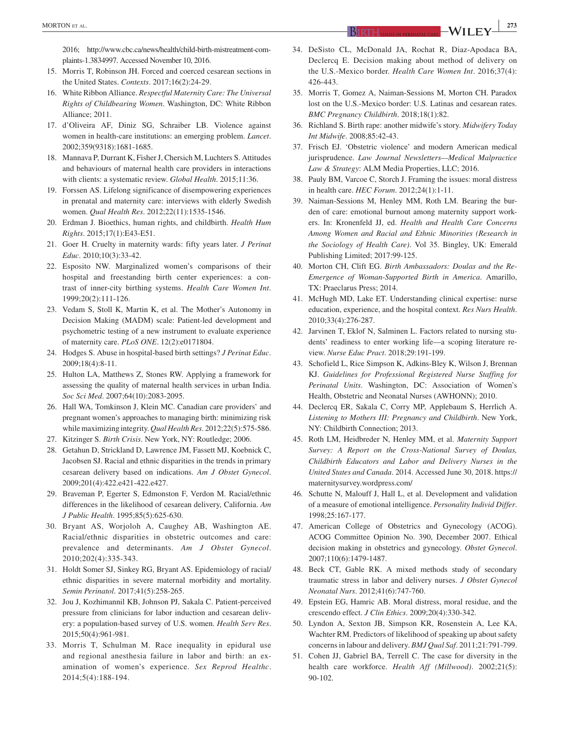2016; http://www.cbc.ca/news/health/child-birth-mistreatment-complaints-1.3834997. Accessed November 10, 2016.

15. Morris T, Robinson JH. Forced and coerced cesarean sections in the United States. *Contexts*. 2017;16(2):24-29.
16. White Ribbon Alliance. *Respectful Maternity Care: The Universal Rights of Childbearing Women*. Washington, DC: White Ribbon Alliance; 2011.
17. d'Oliveira AF, Diniz SG, Schraiber LB. Violence against women in health-care institutions: an emerging problem. *Lancet*. 2002;359(9318):1681-1685.
18. Mannava P, Durrant K, Fisher J, Chersich M, Luchters S. Attitudes and behaviours of maternal health care providers in interactions with clients: a systematic review. *Global Health*. 2015;11:36.
19. Forssen AS. Lifelong significance of disempowering experiences in prenatal and maternity care: interviews with elderly Swedish women. *Qual Health Res*. 2012;22(11):1535-1546.
20. Erdman J. Bioethics, human rights, and childbirth. *Health Hum Rights*. 2015;17(1):E43-E51.
21. Goer H. Cruelty in maternity wards: fifty years later. *J Perinat Educ*. 2010;10(3):33-42.
22. Esposito NW. Marginalized women's comparisons of their hospital and freestanding birth center experiences: a contrast of inner-city birthing systems. *Health Care Women Int*. 1999;20(2):111-126.
23. Vedam S, Stoll K, Martin K, et al. The Mother's Autonomy in Decision Making (MADM) scale: Patient-led development and psychometric testing of a new instrument to evaluate experience of maternity care. *PLoS ONE*. 12(2):e0171804.
24. Hodges S. Abuse in hospital-based birth settings? *J Perinat Educ*. 2009;18(4):8-11.
25. Hulton LA, Matthews Z, Stones RW. Applying a framework for assessing the quality of maternal health services in urban India. *Soc Sci Med*. 2007;64(10):2083-2095.
26. Hall WA, Tomkinson J, Klein MC. Canadian care providers' and pregnant women's approaches to managing birth: minimizing risk while maximizing integrity. *Qual Health Res*. 2012;22(5):575-586.
27. Kitzinger S. *Birth Crisis*. New York, NY: Routledge; 2006.
28. Getahun D, Strickland D, Lawrence JM, Fassett MJ, Koebnick C, Jacobsen SJ. Racial and ethnic disparities in the trends in primary cesarean delivery based on indications. *Am J Obstet Gynecol*. 2009;201(4):422.e421-422.e427.
29. Braveman P, Egerter S, Edmonston F, Verdon M. Racial/ethnic differences in the likelihood of cesarean delivery, California. *Am J Public Health*. 1995;85(5):625-630.
30. Bryant AS, Worjoloh A, Caughey AB, Washington AE. Racial/ethnic disparities in obstetric outcomes and care: prevalence and determinants. *Am J Obstet Gynecol*. 2010;202(4):335-343.
31. Holdt Somer SJ, Sinkey RG, Bryant AS. Epidemiology of racial/ethnic disparities in severe maternal morbidity and mortality. *Semin Perinatol*. 2017;41(5):258-265.
32. Jou J, Kozhimannil KB, Johnson PJ, Sakala C. Patient-perceived pressure from clinicians for labor induction and cesarean delivery: a population-based survey of U.S. women. *Health Serv Res*. 2015;50(4):961-981.
33. Morris T, Schulman M. Race inequality in epidural use and regional anesthesia failure in labor and birth: an examination of women's experience. *Sex Reprod Healthc*. 2014;5(4):188-194.
34. DeSisto CL, McDonald JA, Rochat R, Diaz-Apodaca BA, Declercq E. Decision making about method of delivery on the U.S.-Mexico border. *Health Care Women Int*. 2016;37(4):426-443.
35. Morris T, Gomez A, Naiman-Sessions M, Morton CH. Paradox lost on the U.S.-Mexico border: U.S. Latinas and cesarean rates. *BMC Pregnancy Childbirth*. 2018;18(1):82.
36. Richland S. Birth rape: another midwife's story. *Midwifery Today Int Midwife*. 2008;85:42-43.
37. Frisch EJ. 'Obstetric violence' and modern American medical jurisprudence. *Law Journal Newsletters—Medical Malpractice Law & Strategy*: ALM Media Properties, LLC; 2016.
38. Pauly BM, Varcoe C, Storch J. Framing the issues: moral distress in health care. *HEC Forum*. 2012;24(1):1-11.
39. Naiman-Sessions M, Henley MM, Roth LM. Bearing the burden of care: emotional burnout among maternity support workers. In: Kronenfeld JJ, ed. *Health and Health Care Concerns Among Women and Racial and Ethnic Minorities (Research in the Sociology of Health Care)*. Vol 35. Bingley, UK: Emerald Publishing Limited; 2017:99-125.
40. Morton CH, Clift EG. *Birth Ambassadors: Doulas and the Re-Emergence of Woman-Supported Birth in America*. Amarillo, TX: Praeclarus Press; 2014.
41. McHugh MD, Lake ET. Understanding clinical expertise: nurse education, experience, and the hospital context. *Res Nurs Health*. 2010;33(4):276-287.
42. Jarvinen T, Eklof N, Salminen L. Factors related to nursing students' readiness to enter working life—a scoping literature review. *Nurse Educ Pract*. 2018;29:191-199.
43. Schofield L, Rice Simpson K, Adkins-Bley K, Wilson J, Brennan KJ. *Guidelines for Professional Registered Nurse Staffing for Perinatal Units*. Washington, DC: Association of Women's Health, Obstetric and Neonatal Nurses (AWHONN); 2010.
44. Declercq ER, Sakala C, Corry MP, Applebaum S, Herrlich A. *Listening to Mothers III: Pregnancy and Childbirth*. New York, NY: Childbirth Connection; 2013.
45. Roth LM, Heidbreder N, Henley MM, et al. *Maternity Support Survey: A Report on the Cross-National Survey of Doulas, Childbirth Educators and Labor and Delivery Nurses in the United States and Canada*. 2014. Accessed June 30, 2018. https://maternitysurvey.wordpress.com/
46. Schutte N, Malouff J, Hall L, et al. Development and validation of a measure of emotional intelligence. *Personality Individ Differ*. 1998;25:167-177.
47. American College of Obstetrics and Gynecology (ACOG). ACOG Committee Opinion No. 390, December 2007. Ethical decision making in obstetrics and gynecology. *Obstet Gynecol*. 2007;110(6):1479-1487.
48. Beck CT, Gable RK. A mixed methods study of secondary traumatic stress in labor and delivery nurses. *J Obstet Gynecol Neonatal Nurs*. 2012;41(6):747-760.
49. Epstein EG, Hamric AB. Moral distress, moral residue, and the crescendo effect. *J Clin Ethics*. 2009;20(4):330-342.
50. Lyndon A, Sexton JB, Simpson KR, Rosenstein A, Lee KA, Wachter RM. Predictors of likelihood of speaking up about safety concerns in labour and delivery. *BMJ Qual Saf*. 2011;21:791-799.
51. Cohen JJ, Gabriel BA, Terrell C. The case for diversity in the health care workforce. *Health Aff (Millwood)*. 2002;21(5):90-102.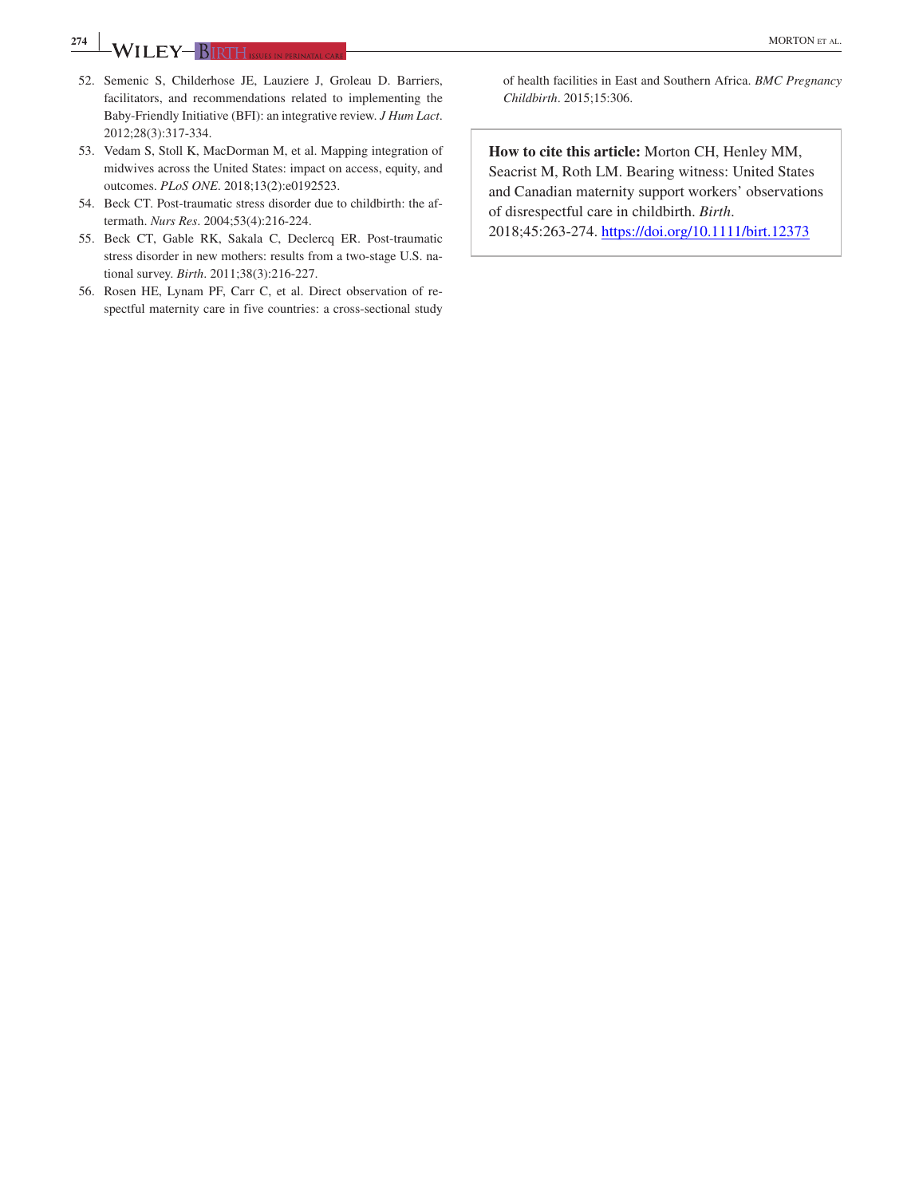52. Semenic S, Childerhose JE, Lauziere J, Groleau D. Barriers, facilitators, and recommendations related to implementing the Baby-Friendly Initiative (BFI): an integrative review. *J Hum Lact*. 2012;28(3):317-334.
53. Vedam S, Stoll K, MacDorman M, et al. Mapping integration of midwives across the United States: impact on access, equity, and outcomes. *PLoS ONE*. 2018;13(2):e0192523.
54. Beck CT. Post-traumatic stress disorder due to childbirth: the aftermath. *Nurs Res*. 2004;53(4):216-224.
55. Beck CT, Gable RK, Sakala C, Declercq ER. Post-traumatic stress disorder in new mothers: results from a two-stage U.S. national survey. *Birth*. 2011;38(3):216-227.
56. Rosen HE, Lynam PF, Carr C, et al. Direct observation of respectful maternity care in five countries: a cross-sectional study of health facilities in East and Southern Africa. *BMC Pregnancy Childbirth*. 2015;15:306.

**How to cite this article:** Morton CH, Henley MM, Seacrist M, Roth LM. Bearing witness: United States and Canadian maternity support workers' observations of disrespectful care in childbirth. *Birth*. 2018;45:263-274. https://doi.org/10.1111/birt.12373